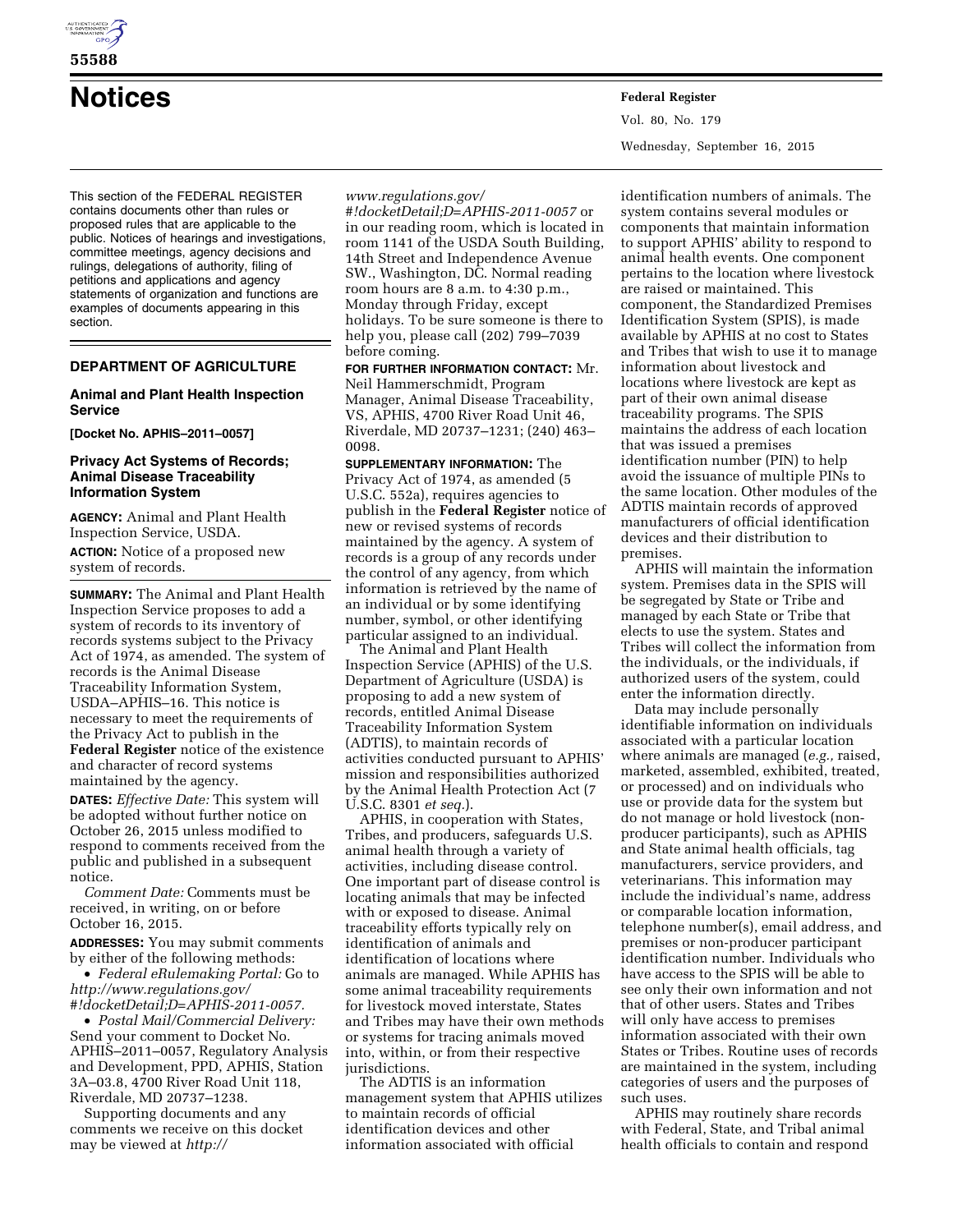# Notices

This section of the FEDERAL REGISTER contains documents other than rules or proposed rules that are applicable to the public. Notices of hearings and investigations, committee meetings, agency decisions and rulings, delegations of authority, filing of petitions and applications and agency statements of organization and functions are examples of documents appearing in this section.

## DEPARTMENT OF AGRICULTURE

### Animal and Plant Health Inspection Service

**[Docket No. APHIS–2011–0057]**

### Privacy Act Systems of Records; Animal Disease Traceability Information System

**AGENCY:** Animal and Plant Health Inspection Service, USDA.

**ACTION:** Notice of a proposed new system of records.

**SUMMARY:** The Animal and Plant Health Inspection Service proposes to add a system of records to its inventory of records systems subject to the Privacy Act of 1974, as amended. The system of records is the Animal Disease Traceability Information System, USDA–APHIS–16. This notice is necessary to meet the requirements of the Privacy Act to publish in the **Federal Register** notice of the existence and character of record systems maintained by the agency.

**DATES:** *Effective Date:* This system will be adopted without further notice on October 26, 2015 unless modified to respond to comments received from the public and published in a subsequent notice.

*Comment Date:* Comments must be received, in writing, on or before October 16, 2015.

**ADDRESSES:** You may submit comments by either of the following methods:

- *Federal eRulemaking Portal:* Go to *http://www.regulations.gov/#!docketDetail;D=APHIS-2011-0057*.
- *Postal Mail/Commercial Delivery:* Send your comment to Docket No. APHIS–2011–0057, Regulatory Analysis and Development, PPD, APHIS, Station 3A–03.8, 4700 River Road Unit 118, Riverdale, MD 20737–1238.

Supporting documents and any comments we receive on this docket may be viewed at *http://www.regulations.gov/#!docketDetail;D=APHIS-2011-0057* or in our reading room, which is located in room 1141 of the USDA South Building, 14th Street and Independence Avenue SW., Washington, DC. Normal reading room hours are 8 a.m. to 4:30 p.m., Monday through Friday, except holidays. To be sure someone is there to help you, please call (202) 799–7039 before coming.

**FOR FURTHER INFORMATION CONTACT:** Mr. Neil Hammerschmidt, Program Manager, Animal Disease Traceability, VS, APHIS, 4700 River Road Unit 46, Riverdale, MD 20737–1231; (240) 463–0098.

**SUPPLEMENTARY INFORMATION:** The Privacy Act of 1974, as amended (5 U.S.C. 552a), requires agencies to publish in the **Federal Register** notice of new or revised systems of records maintained by the agency. A system of records is a group of any records under the control of any agency, from which information is retrieved by the name of an individual or by some identifying number, symbol, or other identifying particular assigned to an individual.

The Animal and Plant Health Inspection Service (APHIS) of the U.S. Department of Agriculture (USDA) is proposing to add a new system of records, entitled Animal Disease Traceability Information System (ADTIS), to maintain records of activities conducted pursuant to APHIS' mission and responsibilities authorized by the Animal Health Protection Act (7 U.S.C. 8301 *et seq.*).

APHIS, in cooperation with States, Tribes, and producers, safeguards U.S. animal health through a variety of activities, including disease control. One important part of disease control is locating animals that may be infected with or exposed to disease. Animal traceability efforts typically rely on identification of animals and identification of locations where animals are managed. While APHIS has some animal traceability requirements for livestock moved interstate, States and Tribes may have their own methods or systems for tracing animals moved into, within, or from their respective jurisdictions.

The ADTIS is an information management system that APHIS utilizes to maintain records of official identification devices and other information associated with official identification numbers of animals. The system contains several modules or components that maintain information to support APHIS' ability to respond to animal health events. One component pertains to the location where livestock are raised or maintained. This component, the Standardized Premises Identification System (SPIS), is made available by APHIS at no cost to States and Tribes that wish to use it to manage information about livestock and locations where livestock are kept as part of their own animal disease traceability programs. The SPIS maintains the address of each location that was issued a premises identification number (PIN) to help avoid the issuance of multiple PINs to the same location. Other modules of the ADTIS maintain records of approved manufacturers of official identification devices and their distribution to premises.

APHIS will maintain the information system. Premises data in the SPIS will be segregated by State or Tribe and managed by each State or Tribe that elects to use the system. States and Tribes will collect the information from the individuals, or the individuals, if authorized users of the system, could enter the information directly.

Data may include personally identifiable information on individuals associated with a particular location where animals are managed (*e.g.,* raised, marketed, assembled, exhibited, treated, or processed) and on individuals who use or provide data for the system but do not manage or hold livestock (non-producer participants), such as APHIS and State animal health officials, tag manufacturers, service providers, and veterinarians. This information may include the individual's name, address or comparable location information, telephone number(s), email address, and premises or non-producer participant identification number. Individuals who have access to the SPIS will be able to see only their own information and not that of other users. States and Tribes will only have access to premises information associated with their own States or Tribes. Routine uses of records are maintained in the system, including categories of users and the purposes of such uses.

APHIS may routinely share records with Federal, State, and Tribal animal health officials to contain and respond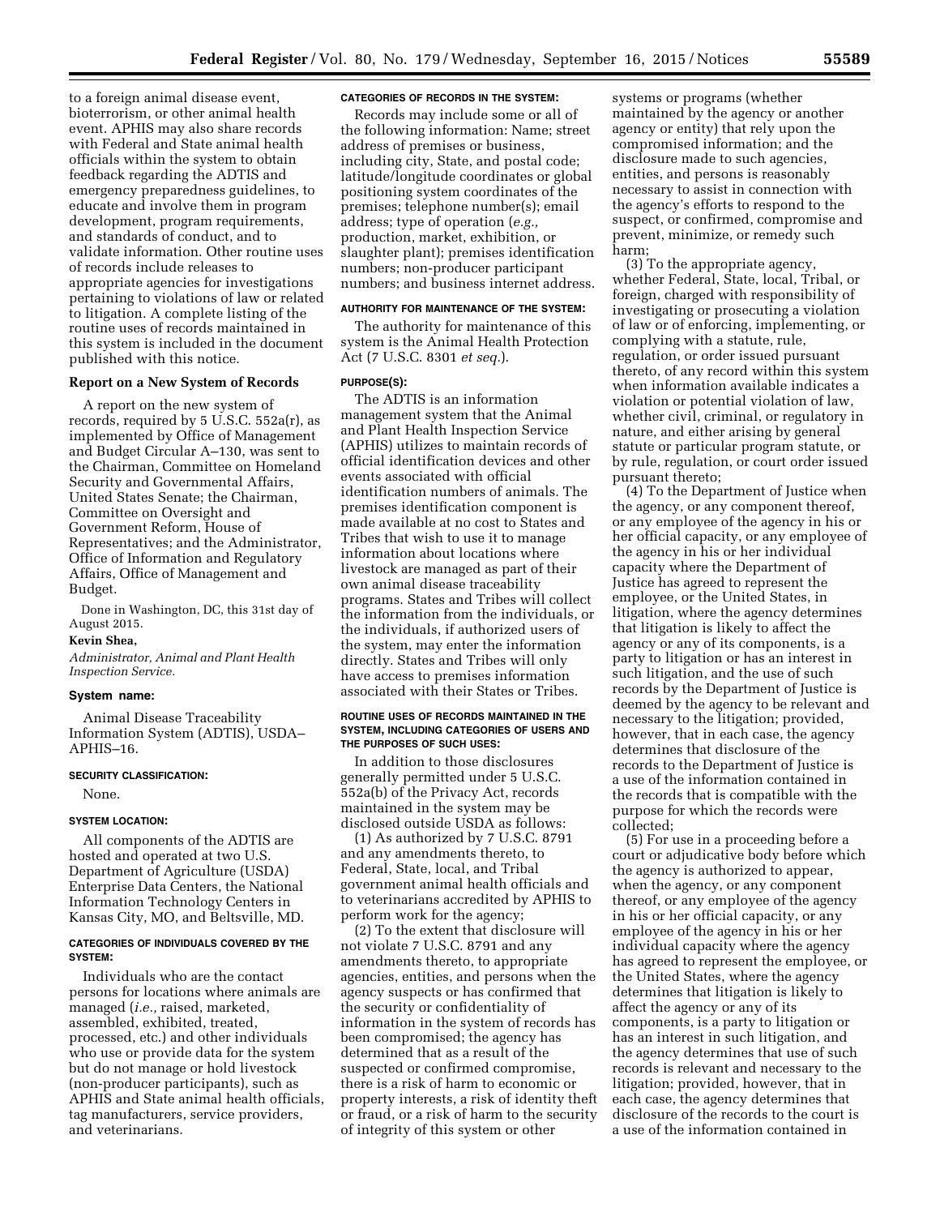to a foreign animal disease event, bioterrorism, or other animal health event. APHIS may also share records with Federal and State animal health officials within the system to obtain feedback regarding the ADTIS and emergency preparedness guidelines, to educate and involve them in program development, program requirements, and standards of conduct, and to validate information. Other routine uses of records include releases to appropriate agencies for investigations pertaining to violations of law or related to litigation. A complete listing of the routine uses of records maintained in this system is included in the document published with this notice.

## Report on a New System of Records

A report on the new system of records, required by 5 U.S.C. 552a(r), as implemented by Office of Management and Budget Circular A–130, was sent to the Chairman, Committee on Homeland Security and Governmental Affairs, United States Senate; the Chairman, Committee on Oversight and Government Reform, House of Representatives; and the Administrator, Office of Information and Regulatory Affairs, Office of Management and Budget.

Done in Washington, DC, this 31st day of August 2015.

**Kevin Shea,**

*Administrator, Animal and Plant Health Inspection Service.*

### System name:

Animal Disease Traceability Information System (ADTIS), USDA–APHIS–16.

#### SECURITY CLASSIFICATION:

None.

#### SYSTEM LOCATION:

All components of the ADTIS are hosted and operated at two U.S. Department of Agriculture (USDA) Enterprise Data Centers, the National Information Technology Centers in Kansas City, MO, and Beltsville, MD.

#### CATEGORIES OF INDIVIDUALS COVERED BY THE SYSTEM:

Individuals who are the contact persons for locations where animals are managed (*i.e.,* raised, marketed, assembled, exhibited, treated, processed, etc.) and other individuals who use or provide data for the system but do not manage or hold livestock (non-producer participants), such as APHIS and State animal health officials, tag manufacturers, service providers, and veterinarians.

#### CATEGORIES OF RECORDS IN THE SYSTEM:

Records may include some or all of the following information: Name; street address of premises or business, including city, State, and postal code; latitude/longitude coordinates or global positioning system coordinates of the premises; telephone number(s); email address; type of operation (*e.g.,* production, market, exhibition, or slaughter plant); premises identification numbers; non-producer participant numbers; and business internet address.

#### AUTHORITY FOR MAINTENANCE OF THE SYSTEM:

The authority for maintenance of this system is the Animal Health Protection Act (7 U.S.C. 8301 *et seq.*).

#### PURPOSE(S):

The ADTIS is an information management system that the Animal and Plant Health Inspection Service (APHIS) utilizes to maintain records of official identification devices and other events associated with official identification numbers of animals. The premises identification component is made available at no cost to States and Tribes that wish to use it to manage information about locations where livestock are managed as part of their own animal disease traceability programs. States and Tribes will collect the information from the individuals, or the individuals, if authorized users of the system, may enter the information directly. States and Tribes will only have access to premises information associated with their States or Tribes.

#### ROUTINE USES OF RECORDS MAINTAINED IN THE SYSTEM, INCLUDING CATEGORIES OF USERS AND THE PURPOSES OF SUCH USES:

In addition to those disclosures generally permitted under 5 U.S.C. 552a(b) of the Privacy Act, records maintained in the system may be disclosed outside USDA as follows:

(1) As authorized by 7 U.S.C. 8791 and any amendments thereto, to Federal, State, local, and Tribal government animal health officials and to veterinarians accredited by APHIS to perform work for the agency;

(2) To the extent that disclosure will not violate 7 U.S.C. 8791 and any amendments thereto, to appropriate agencies, entities, and persons when the agency suspects or has confirmed that the security or confidentiality of information in the system of records has been compromised; the agency has determined that as a result of the suspected or confirmed compromise, there is a risk of harm to economic or property interests, a risk of identity theft or fraud, or a risk of harm to the security of integrity of this system or other systems or programs (whether maintained by the agency or another agency or entity) that rely upon the compromised information; and the disclosure made to such agencies, entities, and persons is reasonably necessary to assist in connection with the agency's efforts to respond to the suspect, or confirmed, compromise and prevent, minimize, or remedy such harm;

(3) To the appropriate agency, whether Federal, State, local, Tribal, or foreign, charged with responsibility of investigating or prosecuting a violation of law or of enforcing, implementing, or complying with a statute, rule, regulation, or order issued pursuant thereto, of any record within this system when information available indicates a violation or potential violation of law, whether civil, criminal, or regulatory in nature, and either arising by general statute or particular program statute, or by rule, regulation, or court order issued pursuant thereto;

(4) To the Department of Justice when the agency, or any component thereof, or any employee of the agency in his or her official capacity, or any employee of the agency in his or her individual capacity where the Department of Justice has agreed to represent the employee, or the United States, in litigation, where the agency determines that litigation is likely to affect the agency or any of its components, is a party to litigation or has an interest in such litigation, and the use of such records by the Department of Justice is deemed by the agency to be relevant and necessary to the litigation; provided, however, that in each case, the agency determines that disclosure of the records to the Department of Justice is a use of the information contained in the records that is compatible with the purpose for which the records were collected;

(5) For use in a proceeding before a court or adjudicative body before which the agency is authorized to appear, when the agency, or any component thereof, or any employee of the agency in his or her official capacity, or any employee of the agency in his or her individual capacity where the agency has agreed to represent the employee, or the United States, where the agency determines that litigation is likely to affect the agency or any of its components, is a party to litigation or has an interest in such litigation, and the agency determines that use of such records is relevant and necessary to the litigation; provided, however, that in each case, the agency determines that disclosure of the records to the court is a use of the information contained in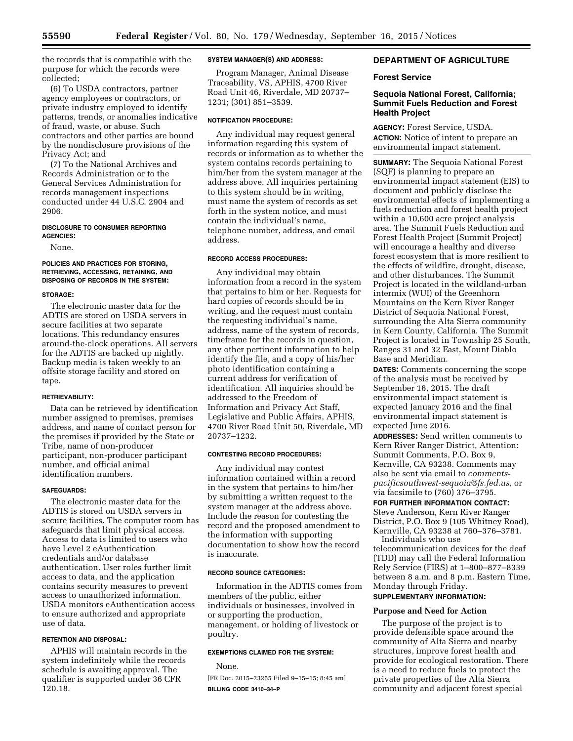the records that is compatible with the purpose for which the records were collected;

(6) To USDA contractors, partner agency employees or contractors, or private industry employed to identify patterns, trends, or anomalies indicative of fraud, waste, or abuse. Such contractors and other parties are bound by the nondisclosure provisions of the Privacy Act; and

(7) To the National Archives and Records Administration or to the General Services Administration for records management inspections conducted under 44 U.S.C. 2904 and 2906.

#### DISCLOSURE TO CONSUMER REPORTING AGENCIES:

None.

#### POLICIES AND PRACTICES FOR STORING, RETRIEVING, ACCESSING, RETAINING, AND DISPOSING OF RECORDS IN THE SYSTEM:

#### STORAGE:

The electronic master data for the ADTIS are stored on USDA servers in secure facilities at two separate locations. This redundancy ensures around-the-clock operations. All servers for the ADTIS are backed up nightly. Backup media is taken weekly to an offsite storage facility and stored on tape.

#### RETRIEVABILITY:

Data can be retrieved by identification number assigned to premises, premises address, and name of contact person for the premises if provided by the State or Tribe, name of non-producer participant, non-producer participant number, and official animal identification numbers.

#### SAFEGUARDS:

The electronic master data for the ADTIS is stored on USDA servers in secure facilities. The computer room has safeguards that limit physical access. Access to data is limited to users who have Level 2 eAuthentication credentials and/or database authentication. User roles further limit access to data, and the application contains security measures to prevent access to unauthorized information. USDA monitors eAuthentication access to ensure authorized and appropriate use of data.

#### RETENTION AND DISPOSAL:

APHIS will maintain records in the system indefinitely while the records schedule is awaiting approval. The qualifier is supported under 36 CFR 120.18.

#### SYSTEM MANAGER(S) AND ADDRESS:

Program Manager, Animal Disease Traceability, VS, APHIS, 4700 River Road Unit 46, Riverdale, MD 20737–1231; (301) 851–3539.

#### NOTIFICATION PROCEDURE:

Any individual may request general information regarding this system of records or information as to whether the system contains records pertaining to him/her from the system manager at the address above. All inquiries pertaining to this system should be in writing, must name the system of records as set forth in the system notice, and must contain the individual's name, telephone number, address, and email address.

#### RECORD ACCESS PROCEDURES:

Any individual may obtain information from a record in the system that pertains to him or her. Requests for hard copies of records should be in writing, and the request must contain the requesting individual's name, address, name of the system of records, timeframe for the records in question, any other pertinent information to help identify the file, and a copy of his/her photo identification containing a current address for verification of identification. All inquiries should be addressed to the Freedom of Information and Privacy Act Staff, Legislative and Public Affairs, APHIS, 4700 River Road Unit 50, Riverdale, MD 20737–1232.

#### CONTESTING RECORD PROCEDURES:

Any individual may contest information contained within a record in the system that pertains to him/her by submitting a written request to the system manager at the address above. Include the reason for contesting the record and the proposed amendment to the information with supporting documentation to show how the record is inaccurate.

#### RECORD SOURCE CATEGORIES:

Information in the ADTIS comes from members of the public, either individuals or businesses, involved in or supporting the production, management, or holding of livestock or poultry.

#### EXEMPTIONS CLAIMED FOR THE SYSTEM:

None.

[FR Doc. 2015–23255 Filed 9–15–15; 8:45 am]

**BILLING CODE 3410–34–P**

## DEPARTMENT OF AGRICULTURE

### Forest Service

### Sequoia National Forest, California; Summit Fuels Reduction and Forest Health Project

**AGENCY:** Forest Service, USDA.

**ACTION:** Notice of intent to prepare an environmental impact statement.

**SUMMARY:** The Sequoia National Forest (SQF) is planning to prepare an environmental impact statement (EIS) to document and publicly disclose the environmental effects of implementing a fuels reduction and forest health project within a 10,600 acre project analysis area. The Summit Fuels Reduction and Forest Health Project (Summit Project) will encourage a healthy and diverse forest ecosystem that is more resilient to the effects of wildfire, drought, disease, and other disturbances. The Summit Project is located in the wildland-urban intermix (WUI) of the Greenhorn Mountains on the Kern River Ranger District of Sequoia National Forest, surrounding the Alta Sierra community in Kern County, California. The Summit Project is located in Township 25 South, Ranges 31 and 32 East, Mount Diablo Base and Meridian.

**DATES:** Comments concerning the scope of the analysis must be received by September 16, 2015. The draft environmental impact statement is expected January 2016 and the final environmental impact statement is expected June 2016.

**ADDRESSES:** Send written comments to Kern River Ranger District, Attention: Summit Comments, P.O. Box 9, Kernville, CA 93238. Comments may also be sent via email to *comments-pacificsouthwest-sequoia@fs.fed.us,* or via facsimile to (760) 376–3795.

**FOR FURTHER INFORMATION CONTACT:** Steve Anderson, Kern River Ranger District, P.O. Box 9 (105 Whitney Road), Kernville, CA 93238 at 760–376–3781.

Individuals who use telecommunication devices for the deaf (TDD) may call the Federal Information Rely Service (FIRS) at 1–800–877–8339 between 8 a.m. and 8 p.m. Eastern Time, Monday through Friday.

**SUPPLEMENTARY INFORMATION:**

#### Purpose and Need for Action

The purpose of the project is to provide defensible space around the community of Alta Sierra and nearby structures, improve forest health and provide for ecological restoration. There is a need to reduce fuels to protect the private properties of the Alta Sierra community and adjacent forest special